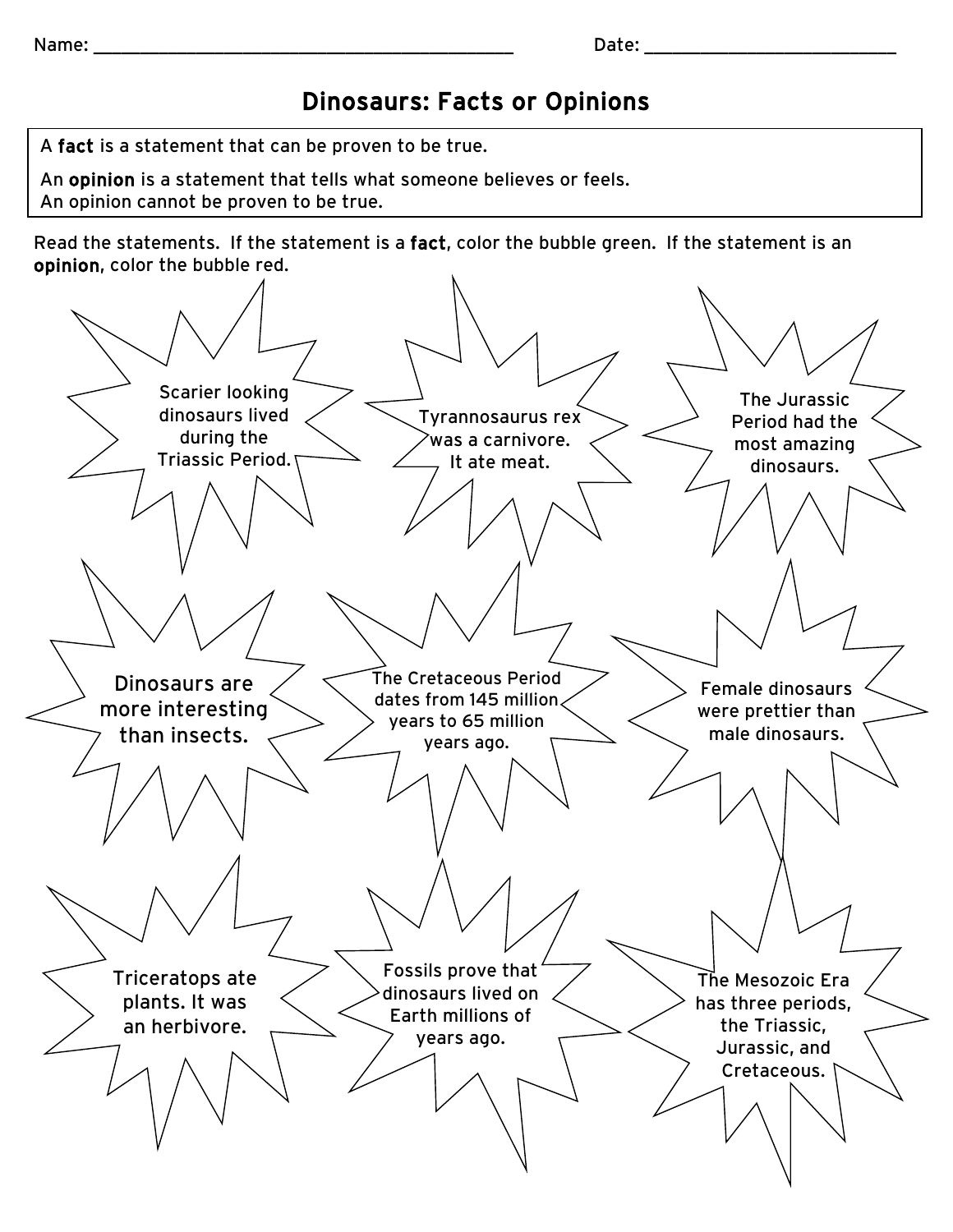Name: ______________________________ Date: ____________________

# Dinosaurs: Facts or Opinions

A **fact** is a statement that can be proven to be true.

An **opinion** is a statement that tells what someone believes or feels.
An opinion cannot be proven to be true.

Read the statements. If the statement is a **fact**, color the bubble green. If the statement is an **opinion**, color the bubble red.

- Scarier looking dinosaurs lived during the Triassic Period.
- Tyrannosaurus rex was a carnivore. It ate meat.
- The Jurassic Period had the most amazing dinosaurs.
- Dinosaurs are more interesting than insects.
- The Cretaceous Period dates from 145 million years to 65 million years ago.
- Female dinosaurs were prettier than male dinosaurs.
- Triceratops ate plants. It was an herbivore.
- Fossils prove that dinosaurs lived on Earth millions of years ago.
- The Mesozoic Era has three periods, the Triassic, Jurassic, and Cretaceous.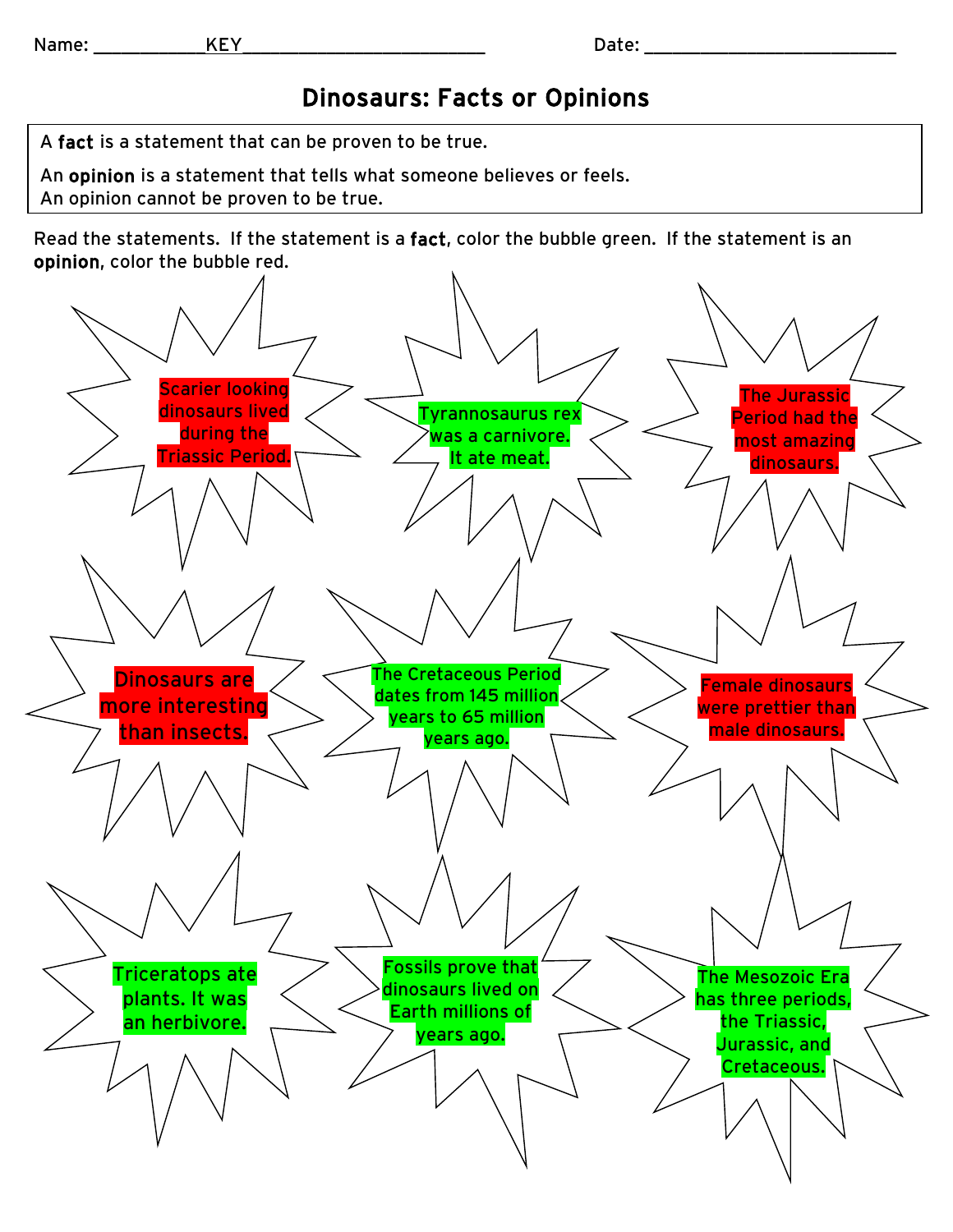Name: \_\_\_\_\_\_\_\_\_\_\_\_KEY\_\_\_\_\_\_\_\_\_\_\_\_\_\_\_\_\_\_\_\_\_\_\_\_\_\_ Date: \_\_\_\_\_\_\_\_\_\_\_\_\_\_\_\_\_\_\_\_\_\_\_\_\_\_\_

# Dinosaurs: Facts or Opinions

A **fact** is a statement that can be proven to be true.

An **opinion** is a statement that tells what someone believes or feels. An opinion cannot be proven to be true.

Read the statements. If the statement is a **fact**, color the bubble green. If the statement is an **opinion**, color the bubble red.

Scarier looking dinosaurs lived during the Triassic Period.

Tyrannosaurus rex was a carnivore. It ate meat.

The Jurassic Period had the most amazing dinosaurs.

Dinosaurs are more interesting than insects.

The Cretaceous Period dates from 145 million years to 65 million years ago.

Female dinosaurs were prettier than male dinosaurs.

Triceratops ate plants. It was an herbivore.

Fossils prove that dinosaurs lived on Earth millions of years ago.

The Mesozoic Era has three periods, the Triassic, Jurassic, and Cretaceous.